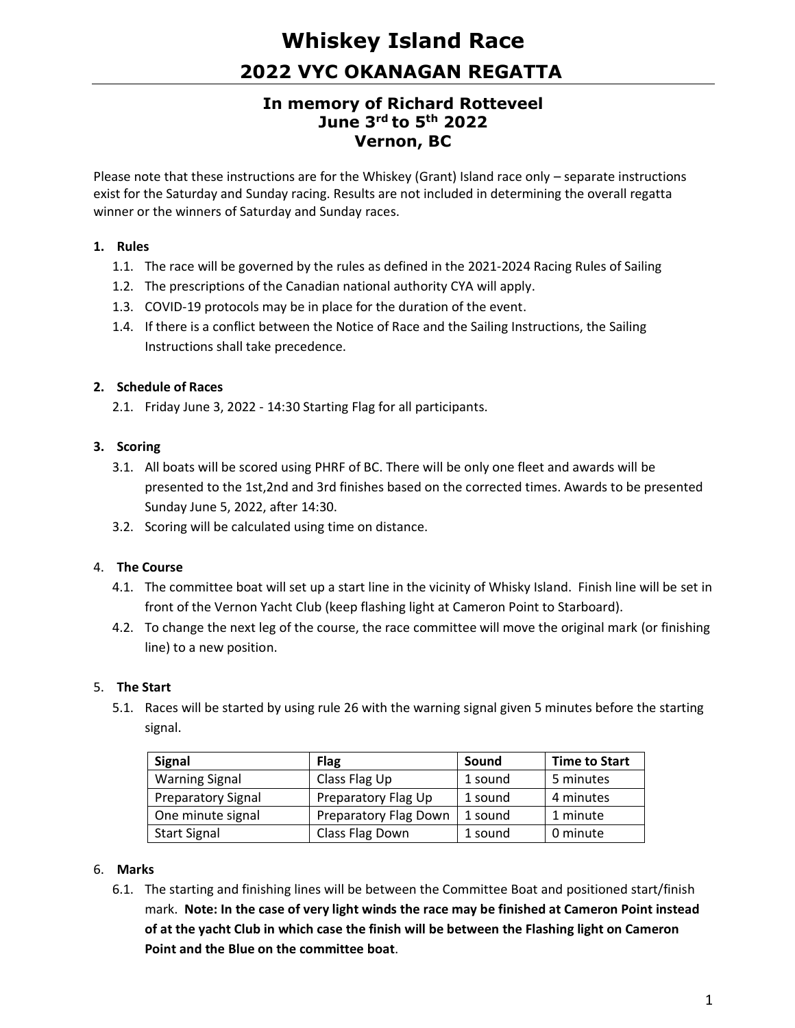# Whiskey Island Race

## 2022 VYC OKANAGAN REGATTA

### In memory of Richard Rotteveel
### June 3rd to 5th 2022
### Vernon, BC

Please note that these instructions are for the Whiskey (Grant) Island race only – separate instructions exist for the Saturday and Sunday racing. Results are not included in determining the overall regatta winner or the winners of Saturday and Sunday races.

**1. Rules**

1.1. The race will be governed by the rules as defined in the 2021-2024 Racing Rules of Sailing

1.2. The prescriptions of the Canadian national authority CYA will apply.

1.3. COVID-19 protocols may be in place for the duration of the event.

1.4. If there is a conflict between the Notice of Race and the Sailing Instructions, the Sailing Instructions shall take precedence.

**2. Schedule of Races**

2.1. Friday June 3, 2022 - 14:30 Starting Flag for all participants.

**3. Scoring**

3.1. All boats will be scored using PHRF of BC. There will be only one fleet and awards will be presented to the 1st,2nd and 3rd finishes based on the corrected times. Awards to be presented Sunday June 5, 2022, after 14:30.

3.2. Scoring will be calculated using time on distance.

4. **The Course**

4.1. The committee boat will set up a start line in the vicinity of Whisky Island. Finish line will be set in front of the Vernon Yacht Club (keep flashing light at Cameron Point to Starboard).

4.2. To change the next leg of the course, the race committee will move the original mark (or finishing line) to a new position.

5. **The Start**

5.1. Races will be started by using rule 26 with the warning signal given 5 minutes before the starting signal.

| Signal | Flag | Sound | Time to Start |
|---|---|---|---|
| Warning Signal | Class Flag Up | 1 sound | 5 minutes |
| Preparatory Signal | Preparatory Flag Up | 1 sound | 4 minutes |
| One minute signal | Preparatory Flag Down | 1 sound | 1 minute |
| Start Signal | Class Flag Down | 1 sound | 0 minute |

6. **Marks**

6.1. The starting and finishing lines will be between the Committee Boat and positioned start/finish mark. **Note: In the case of very light winds the race may be finished at Cameron Point instead of at the yacht Club in which case the finish will be between the Flashing light on Cameron Point and the Blue on the committee boat**.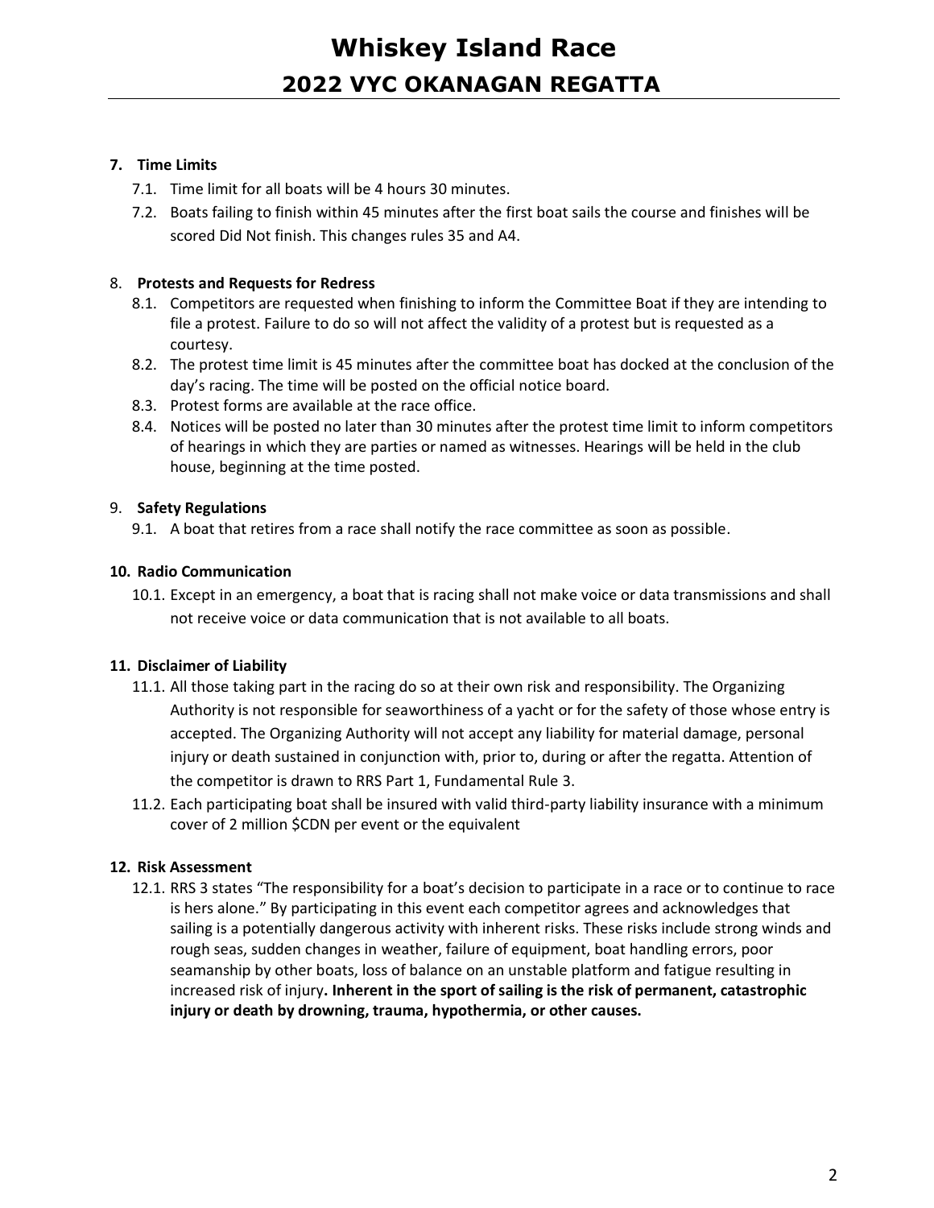# Whiskey Island Race

## 2022 VYC OKANAGAN REGATTA

**7. Time Limits**

7.1. Time limit for all boats will be 4 hours 30 minutes.

7.2. Boats failing to finish within 45 minutes after the first boat sails the course and finishes will be scored Did Not finish. This changes rules 35 and A4.

8. **Protests and Requests for Redress**

8.1. Competitors are requested when finishing to inform the Committee Boat if they are intending to file a protest. Failure to do so will not affect the validity of a protest but is requested as a courtesy.

8.2. The protest time limit is 45 minutes after the committee boat has docked at the conclusion of the day's racing. The time will be posted on the official notice board.

8.3. Protest forms are available at the race office.

8.4. Notices will be posted no later than 30 minutes after the protest time limit to inform competitors of hearings in which they are parties or named as witnesses. Hearings will be held in the club house, beginning at the time posted.

9. **Safety Regulations**

9.1. A boat that retires from a race shall notify the race committee as soon as possible.

**10. Radio Communication**

10.1. Except in an emergency, a boat that is racing shall not make voice or data transmissions and shall not receive voice or data communication that is not available to all boats.

**11. Disclaimer of Liability**

11.1. All those taking part in the racing do so at their own risk and responsibility. The Organizing Authority is not responsible for seaworthiness of a yacht or for the safety of those whose entry is accepted. The Organizing Authority will not accept any liability for material damage, personal injury or death sustained in conjunction with, prior to, during or after the regatta. Attention of the competitor is drawn to RRS Part 1, Fundamental Rule 3.

11.2. Each participating boat shall be insured with valid third-party liability insurance with a minimum cover of 2 million $CDN per event or the equivalent

**12. Risk Assessment**

12.1. RRS 3 states "The responsibility for a boat's decision to participate in a race or to continue to race is hers alone." By participating in this event each competitor agrees and acknowledges that sailing is a potentially dangerous activity with inherent risks. These risks include strong winds and rough seas, sudden changes in weather, failure of equipment, boat handling errors, poor seamanship by other boats, loss of balance on an unstable platform and fatigue resulting in increased risk of injury**. Inherent in the sport of sailing is the risk of permanent, catastrophic injury or death by drowning, trauma, hypothermia, or other causes.**